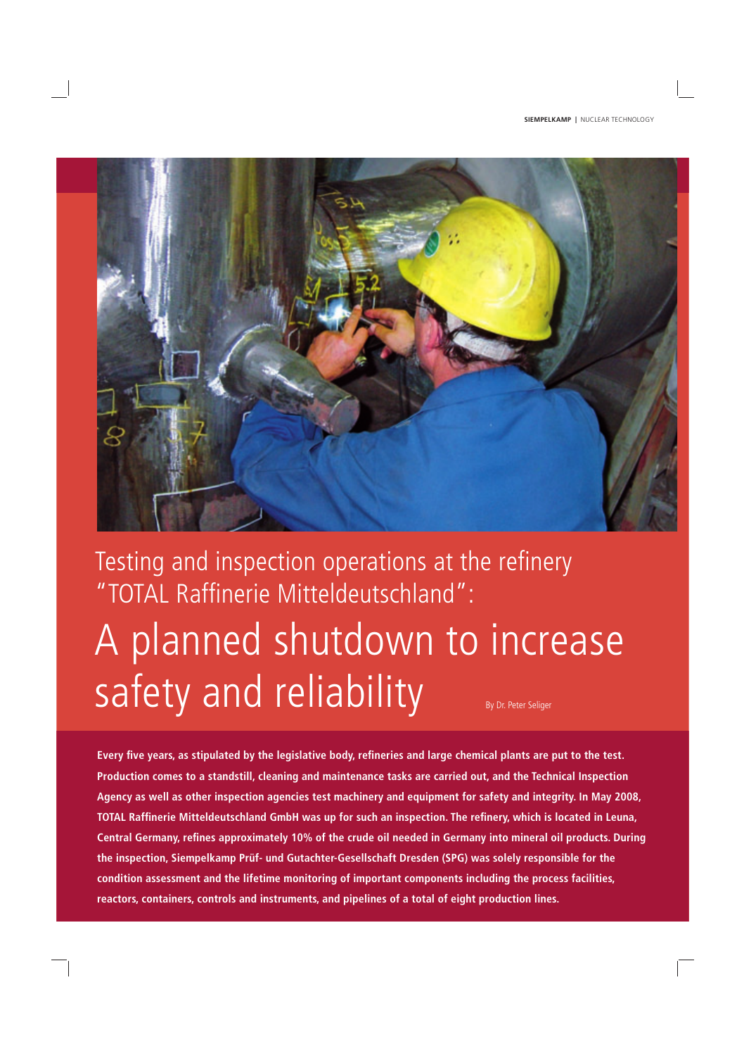Testing and inspection operations at the refinery "TOTAL Raffinerie Mitteldeutschland":

# A planned shutdown to increase safety and reliability

By Dr. Peter Seliger

**Every five years, as stipulated by the legislative body, refineries and large chemical plants are put to the test. Production comes to a standstill, cleaning and maintenance tasks are carried out, and the Technical Inspection Agency as well as other inspection agencies test machinery and equipment for safety and integrity. In May 2008, TOTAL Raffinerie Mitteldeutschland GmbH was up for such an inspection. The refinery, which is located in Leuna, Central Germany, refines approximately 10% of the crude oil needed in Germany into mineral oil products. During the inspection, Siempelkamp Prüf- und Gutachter-Gesellschaft Dresden (SPG) was solely responsible for the condition assessment and the lifetime monitoring of important components including the process facilities, reactors, containers, controls and instruments, and pipelines of a total of eight production lines.**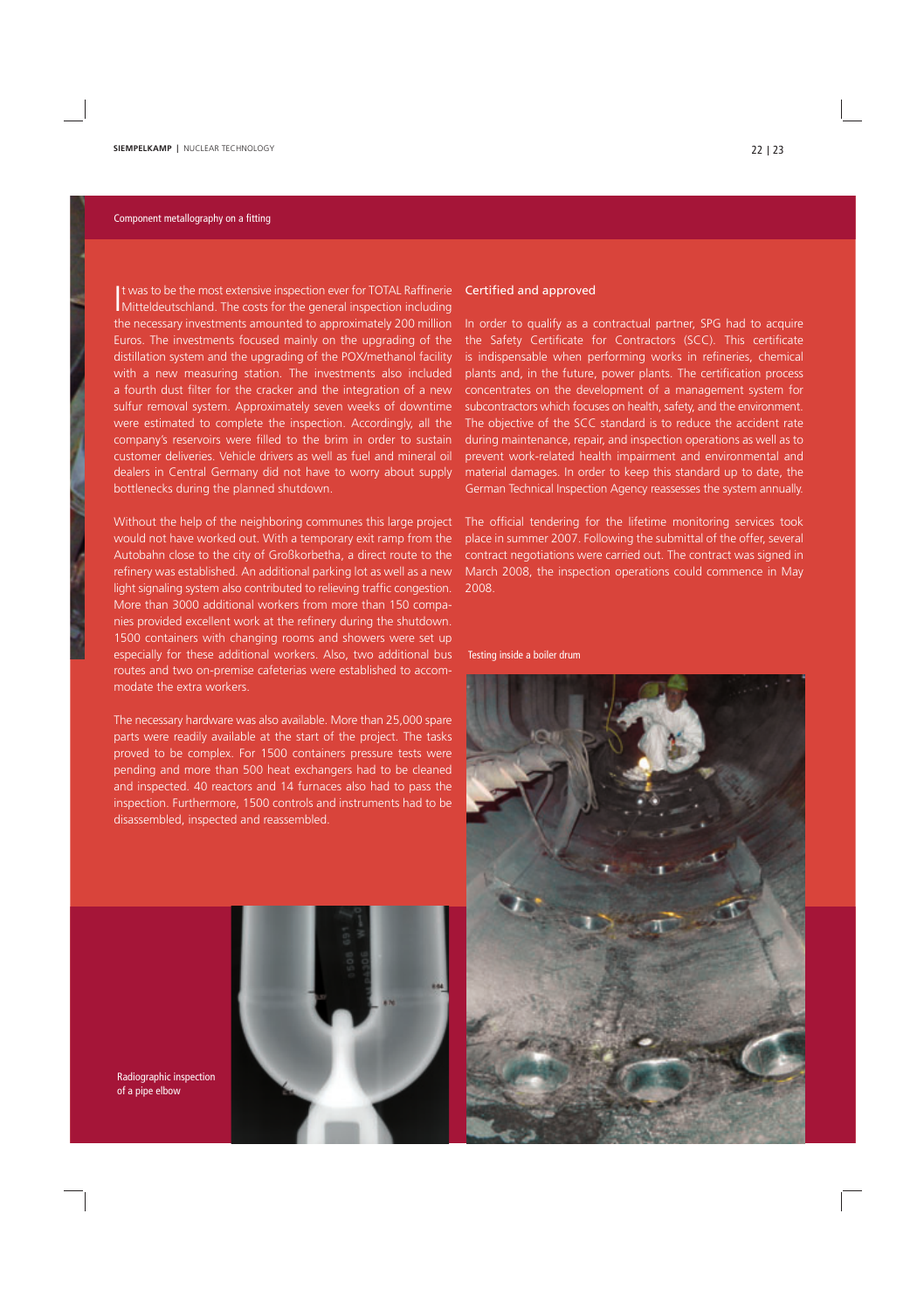Component metallography on a fitting

It was to be the most extensive inspection ever for TOTAL Raffinerie Mitteldeutschland. The costs for the general inspection including the necessary investments amounted to approximately 200 million Euros. The investments focused mainly on the upgrading of the distillation system and the upgrading of the POX/methanol facility with a new measuring station. The investments also included a fourth dust filter for the cracker and the integration of a new sulfur removal system. Approximately seven weeks of downtime were estimated to complete the inspection. Accordingly, all the company's reservoirs were filled to the brim in order to sustain customer deliveries. Vehicle drivers as well as fuel and mineral oil dealers in Central Germany did not have to worry about supply bottlenecks during the planned shutdown.

Without the help of the neighboring communes this large project would not have worked out. With a temporary exit ramp from the Autobahn close to the city of Großkorbetha, a direct route to the refinery was established. An additional parking lot as well as a new light signaling system also contributed to relieving traffic congestion. More than 3000 additional workers from more than 150 companies provided excellent work at the refinery during the shutdown. 1500 containers with changing rooms and showers were set up especially for these additional workers. Also, two additional bus routes and two on-premise cafeterias were established to accommodate the extra workers.

The necessary hardware was also available. More than 25,000 spare parts were readily available at the start of the project. The tasks proved to be complex. For 1500 containers pressure tests were pending and more than 500 heat exchangers had to be cleaned and inspected. 40 reactors and 14 furnaces also had to pass the inspection. Furthermore, 1500 controls and instruments had to be disassembled, inspected and reassembled.

## Certified and approved

In order to qualify as a contractual partner, SPG had to acquire the Safety Certificate for Contractors (SCC). This certificate is indispensable when performing works in refineries, chemical plants and, in the future, power plants. The certification process concentrates on the development of a management system for subcontractors which focuses on health, safety, and the environment. The objective of the SCC standard is to reduce the accident rate during maintenance, repair, and inspection operations as well as to prevent work-related health impairment and environmental and material damages. In order to keep this standard up to date, the German Technical Inspection Agency reassesses the system annually.

The official tendering for the lifetime monitoring services took place in summer 2007. Following the submittal of the offer, several contract negotiations were carried out. The contract was signed in March 2008, the inspection operations could commence in May 2008.

Testing inside a boiler drum

Radiographic inspection of a pipe elbow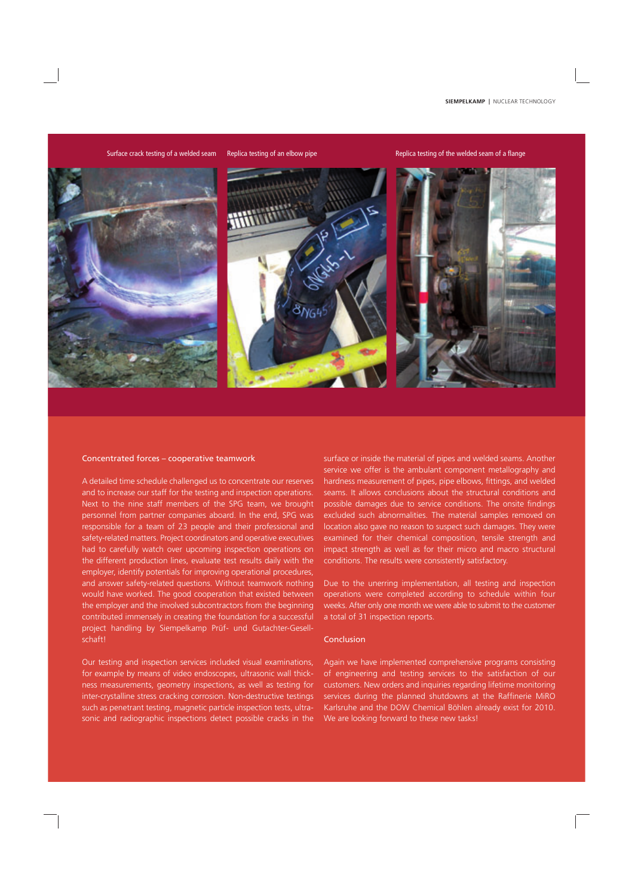Surface crack testing of a welded seam

Replica testing of an elbow pipe

Replica testing of the welded seam of a flange

## Concentrated forces – cooperative teamwork

A detailed time schedule challenged us to concentrate our reserves and to increase our staff for the testing and inspection operations. Next to the nine staff members of the SPG team, we brought personnel from partner companies aboard. In the end, SPG was responsible for a team of 23 people and their professional and safety-related matters. Project coordinators and operative executives had to carefully watch over upcoming inspection operations on the different production lines, evaluate test results daily with the employer, identify potentials for improving operational procedures, and answer safety-related questions. Without teamwork nothing would have worked. The good cooperation that existed between the employer and the involved subcontractors from the beginning contributed immensely in creating the foundation for a successful project handling by Siempelkamp Prüf- und Gutachter-Gesellschaft!

Our testing and inspection services included visual examinations, for example by means of video endoscopes, ultrasonic wall thickness measurements, geometry inspections, as well as testing for inter-crystalline stress cracking corrosion. Non-destructive testings such as penetrant testing, magnetic particle inspection tests, ultrasonic and radiographic inspections detect possible cracks in the surface or inside the material of pipes and welded seams. Another service we offer is the ambulant component metallography and hardness measurement of pipes, pipe elbows, fittings, and welded seams. It allows conclusions about the structural conditions and possible damages due to service conditions. The onsite findings excluded such abnormalities. The material samples removed on location also gave no reason to suspect such damages. They were examined for their chemical composition, tensile strength and impact strength as well as for their micro and macro structural conditions. The results were consistently satisfactory.

Due to the unerring implementation, all testing and inspection operations were completed according to schedule within four weeks. After only one month we were able to submit to the customer a total of 31 inspection reports.

## Conclusion

Again we have implemented comprehensive programs consisting of engineering and testing services to the satisfaction of our customers. New orders and inquiries regarding lifetime monitoring services during the planned shutdowns at the Raffinerie MiRO Karlsruhe and the DOW Chemical Böhlen already exist for 2010. We are looking forward to these new tasks!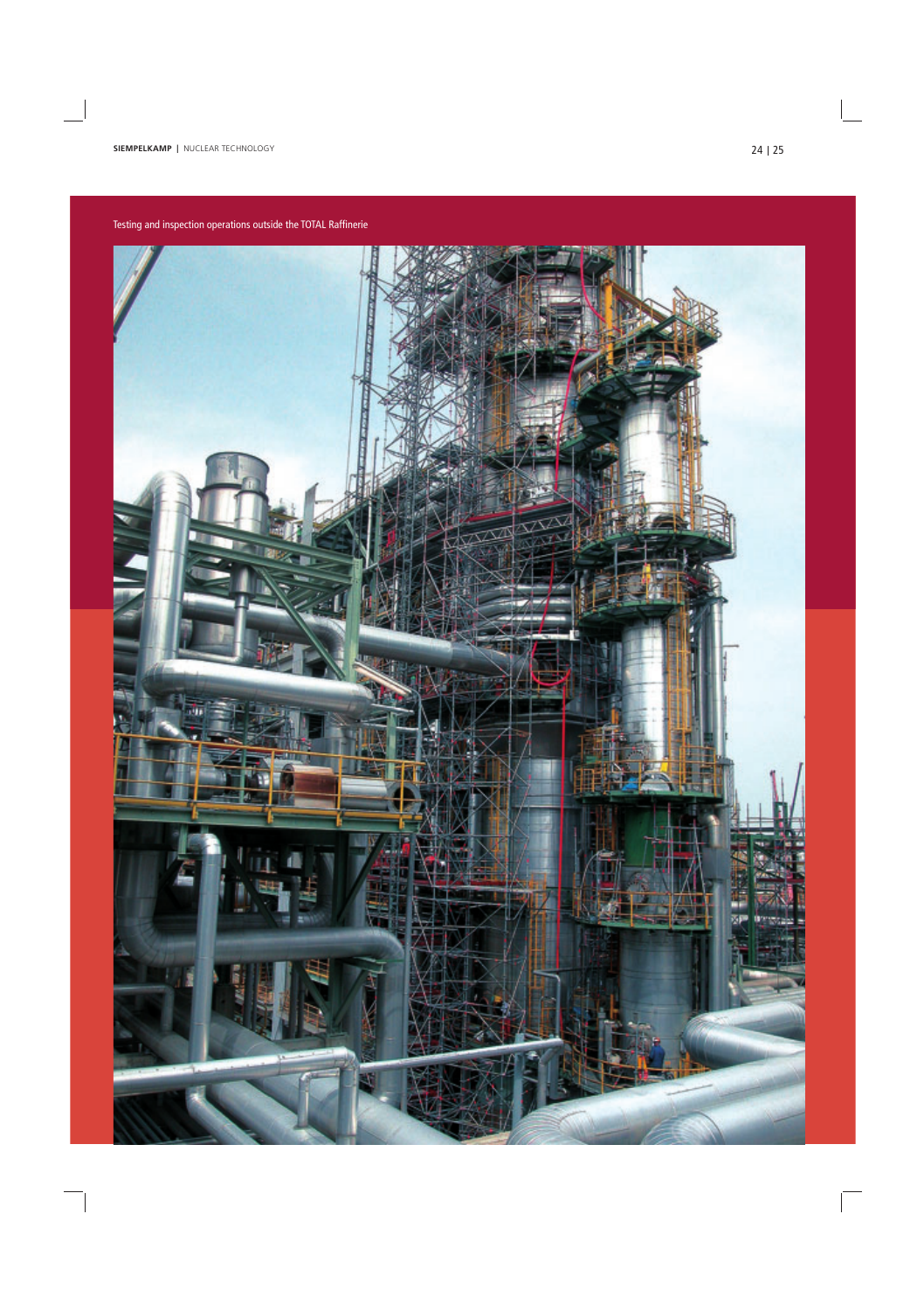Testing and inspection operations outside the TOTAL Raffinerie